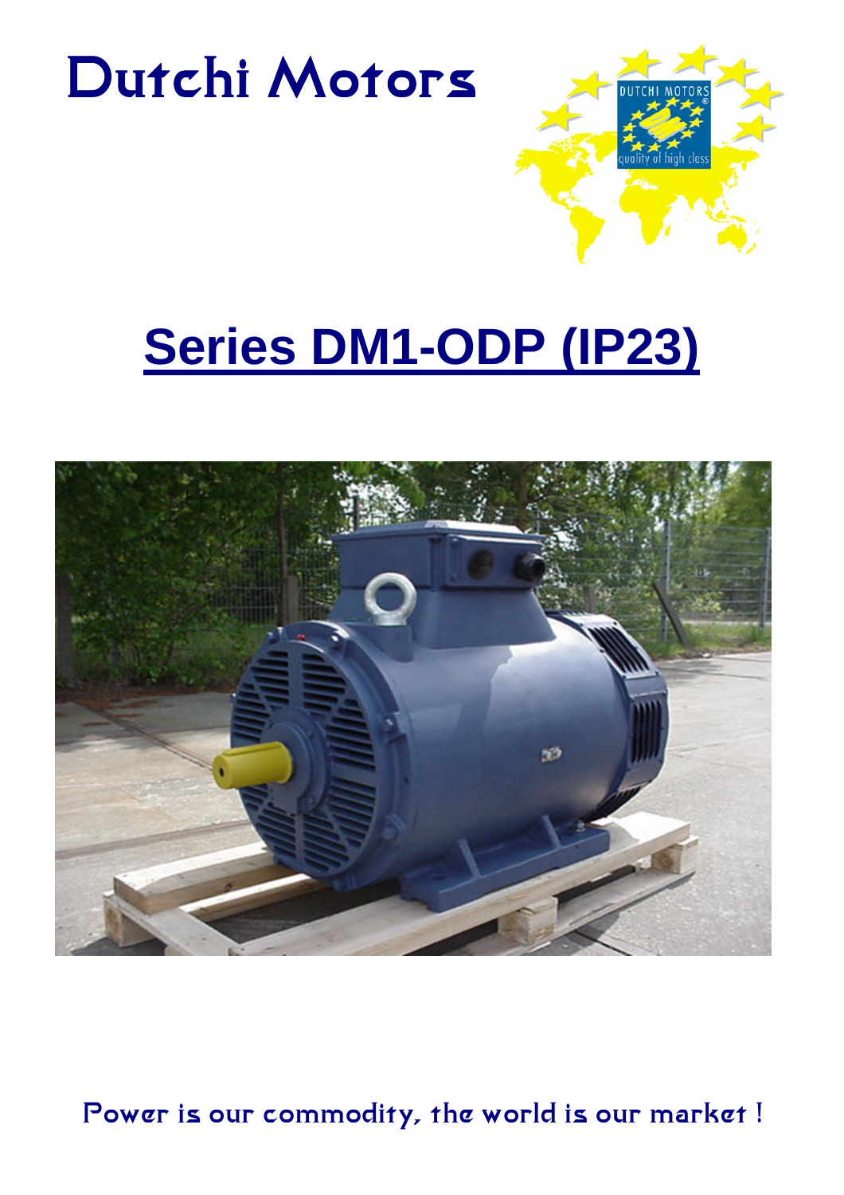# Dutchi Motors

# Series DM1-ODP (IP23)

Power is our commodity, the world is our market !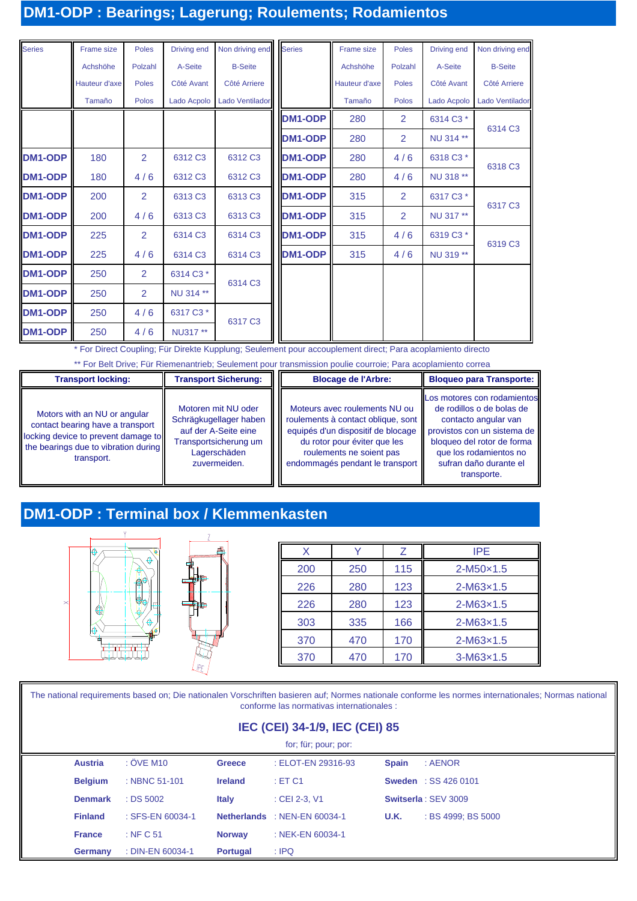# DM1-ODP : Bearings; Lagerung; Roulements; Rodamientos

| Series | Frame size / Achshöhe / Hauteur d'axe / Tamaño | Poles / Polzahl / Poles / Polos | Driving end / A-Seite / Côté Avant / Lado Acpolo | Non driving end / B-Seite / Côté Arriere / Lado Ventilador |
|---|---|---|---|---|
| DM1-ODP | 180 | 2 | 6312 C3 | 6312 C3 |
| DM1-ODP | 180 | 4 / 6 | 6312 C3 | 6312 C3 |
| DM1-ODP | 200 | 2 | 6313 C3 | 6313 C3 |
| DM1-ODP | 200 | 4 / 6 | 6313 C3 | 6313 C3 |
| DM1-ODP | 225 | 2 | 6314 C3 | 6314 C3 |
| DM1-ODP | 225 | 4 / 6 | 6314 C3 | 6314 C3 |
| DM1-ODP | 250 | 2 | 6314 C3 * | 6314 C3 |
| DM1-ODP | 250 | 2 | NU 314 ** | |
| DM1-ODP | 250 | 4 / 6 | 6317 C3 * | 6317 C3 |
| DM1-ODP | 250 | 4 / 6 | NU317 ** | |
| DM1-ODP | 280 | 2 | 6314 C3 * | 6314 C3 |
| DM1-ODP | 280 | 2 | NU 314 ** | |
| DM1-ODP | 280 | 4 / 6 | 6318 C3 * | 6318 C3 |
| DM1-ODP | 280 | 4 / 6 | NU 318 ** | |
| DM1-ODP | 315 | 2 | 6317 C3 * | 6317 C3 |
| DM1-ODP | 315 | 2 | NU 317 ** | |
| DM1-ODP | 315 | 4 / 6 | 6319 C3 * | 6319 C3 |
| DM1-ODP | 315 | 4 / 6 | NU 319 ** | |

\* For Direct Coupling; Für Direkte Kupplung; Seulement pour accouplement direct; Para acoplamiento directo

\*\* For Belt Drive; Für Riemenantrieb; Seulement pour transmission poulie courroie; Para acoplamiento correa

| Transport locking: | Transport Sicherung: | Blocage de l'Arbre: | Bloqueo para Transporte: |
|---|---|---|---|
| Motors with an NU or angular contact bearing have a transport locking device to prevent damage to the bearings due to vibration during transport. | Motoren mit NU oder Schrägkugellager haben auf der A-Seite eine Transportsicherung um Lagerschäden zuvermeiden. | Moteurs avec roulements NU ou roulements à contact oblique, sont equipés d'un dispositif de blocage du rotor pour éviter que les roulements ne soient pas endommagés pendant le transport | Los motores con rodamientos de rodillos o de bolas de contacto angular van provistos con un sistema de bloqueo del rotor de forma que los rodamientos no sufran daño durante el transporte. |

# DM1-ODP : Terminal box / Klemmenkasten

| X | Y | Z | IPE |
|---|---|---|---|
| 200 | 250 | 115 | 2-M50×1.5 |
| 226 | 280 | 123 | 2-M63×1.5 |
| 226 | 280 | 123 | 2-M63×1.5 |
| 303 | 335 | 166 | 2-M63×1.5 |
| 370 | 470 | 170 | 2-M63×1.5 |
| 370 | 470 | 170 | 3-M63×1.5 |

The national requirements based on; Die nationalen Vorschriften basieren auf; Normes nationale conforme les normes internationales; Normas national conforme las normativas internationales :

**IEC (CEI) 34-1/9, IEC (CEI) 85**

for; für; pour; por:

| | | | | | |
|---|---|---|---|---|---|
| **Austria** | : ÖVE M10 | **Greece** | : ELOT-EN 29316-93 | **Spain** | : AENOR |
| **Belgium** | : NBNC 51-101 | **Ireland** | : ET C1 | **Sweden** | : SS 426 0101 |
| **Denmark** | : DS 5002 | **Italy** | : CEI 2-3, V1 | **Switserla** | : SEV 3009 |
| **Finland** | : SFS-EN 60034-1 | **Netherlands** | : NEN-EN 60034-1 | **U.K.** | : BS 4999; BS 5000 |
| **France** | : NF C 51 | **Norway** | : NEK-EN 60034-1 | | |
| **Germany** | : DIN-EN 60034-1 | **Portugal** | : IPQ | | |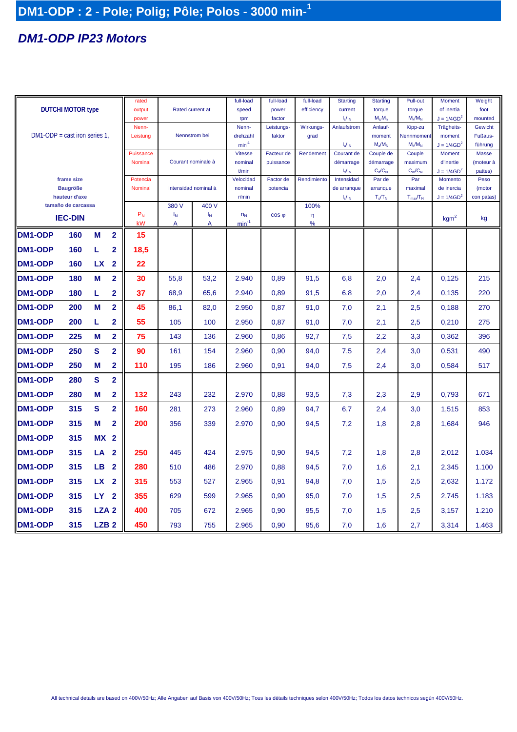# DM1-ODP : 2 - Pole; Polig; Pôle; Polos - 3000 min-1

## *DM1-ODP IP23 Motors*

| DUTCHI MOTOR type<br>DM1-ODP = cast iron series 1,<br>frame size<br>Baugröße<br>hauteur d'axe<br>tamaño de carcassa<br>IEC-DIN | | | | rated output power<br>Nenn-Leistung<br>Puissance Nominal<br>Potencia Nominal<br>$P_N$<br>kW | Rated current at<br>Nennstrom bei<br>Courant nominale à<br>Intensidad nominal à<br>380 V<br>$I_N$<br>A | <br><br><br><br>400 V<br>$I_N$<br>A | full-load speed rpm<br>Nenn-drehzahl $min^{-1}$<br>Vitesse nominal t/min<br>Velocidad nominal r/min<br>$n_N$<br>$min^{-1}$ | full-load power factor<br>Leistungs-faktor<br>Facteur de puissance<br>Factor de potencia<br>cos φ | full-load efficiency<br>Wirkungs-grad<br>Rendement<br>Rendimiento<br>100%<br>η<br>% | Starting current $I_s/I_N$<br>Anlaufstrom $I_a/I_N$<br>Courant de démarrage $I_d/I_N$<br>Intensidad de arranque $I_s/I_N$ | Starting torque $M_s/M_n$<br>Anlauf-moment $M_a/M_N$<br>Couple de démarrage $C_d/C_N$<br>Par de arranque $T_s/T_N$ | Pull-out torque $M_k/M_N$<br>Kipp-zu Nennmoment $M_k/M_N$<br>Couple maximum $C_m/C_N$<br>Par maximal $T_{max}/T_N$ | Moment of inertia $J = 1/4GD^2$<br>Trägheits-moment $J = 1/4GD^2$<br>Moment d'inertie $J = 1/4GD^2$<br>Momento de inercia $J = 1/4GD^2$<br>$kgm^2$ | Weight foot mounted<br>Gewicht Fußaus-führung<br>Masse (moteur à pattes)<br>Peso (motor con patas)<br>kg |
|---|---|---|---|---|---|---|---|---|---|---|---|---|---|---|
| DM1-ODP | 160 | M | 2 | 15 | | | | | | | | | | |
| DM1-ODP | 160 | L | 2 | 18,5 | | | | | | | | | | |
| DM1-ODP | 160 | LX | 2 | 22 | | | | | | | | | | |
| DM1-ODP | 180 | M | 2 | 30 | 55,8 | 53,2 | 2.940 | 0,89 | 91,5 | 6,8 | 2,0 | 2,4 | 0,125 | 215 |
| DM1-ODP | 180 | L | 2 | 37 | 68,9 | 65,6 | 2.940 | 0,89 | 91,5 | 6,8 | 2,0 | 2,4 | 0,135 | 220 |
| DM1-ODP | 200 | M | 2 | 45 | 86,1 | 82,0 | 2.950 | 0,87 | 91,0 | 7,0 | 2,1 | 2,5 | 0,188 | 270 |
| DM1-ODP | 200 | L | 2 | 55 | 105 | 100 | 2.950 | 0,87 | 91,0 | 7,0 | 2,1 | 2,5 | 0,210 | 275 |
| DM1-ODP | 225 | M | 2 | 75 | 143 | 136 | 2.960 | 0,86 | 92,7 | 7,5 | 2,2 | 3,3 | 0,362 | 396 |
| DM1-ODP | 250 | S | 2 | 90 | 161 | 154 | 2.960 | 0,90 | 94,0 | 7,5 | 2,4 | 3,0 | 0,531 | 490 |
| DM1-ODP | 250 | M | 2 | 110 | 195 | 186 | 2.960 | 0,91 | 94,0 | 7,5 | 2,4 | 3,0 | 0,584 | 517 |
| DM1-ODP | 280 | S | 2 | | | | | | | | | | | |
| DM1-ODP | 280 | M | 2 | 132 | 243 | 232 | 2.970 | 0,88 | 93,5 | 7,3 | 2,3 | 2,9 | 0,793 | 671 |
| DM1-ODP | 315 | S | 2 | 160 | 281 | 273 | 2.960 | 0,89 | 94,7 | 6,7 | 2,4 | 3,0 | 1,515 | 853 |
| DM1-ODP | 315 | M | 2 | 200 | 356 | 339 | 2.970 | 0,90 | 94,5 | 7,2 | 1,8 | 2,8 | 1,684 | 946 |
| DM1-ODP | 315 | MX | 2 | | | | | | | | | | | |
| DM1-ODP | 315 | LA | 2 | 250 | 445 | 424 | 2.975 | 0,90 | 94,5 | 7,2 | 1,8 | 2,8 | 2,012 | 1.034 |
| DM1-ODP | 315 | LB | 2 | 280 | 510 | 486 | 2.970 | 0,88 | 94,5 | 7,0 | 1,6 | 2,1 | 2,345 | 1.100 |
| DM1-ODP | 315 | LX | 2 | 315 | 553 | 527 | 2.965 | 0,91 | 94,8 | 7,0 | 1,5 | 2,5 | 2,632 | 1.172 |
| DM1-ODP | 315 | LY | 2 | 355 | 629 | 599 | 2.965 | 0,90 | 95,0 | 7,0 | 1,5 | 2,5 | 2,745 | 1.183 |
| DM1-ODP | 315 | LZA | 2 | 400 | 705 | 672 | 2.965 | 0,90 | 95,5 | 7,0 | 1,5 | 2,5 | 3,157 | 1.210 |
| DM1-ODP | 315 | LZB | 2 | 450 | 793 | 755 | 2.965 | 0,90 | 95,6 | 7,0 | 1,6 | 2,7 | 3,314 | 1.463 |

All technical details are based on 400V/50Hz; Alle Angaben auf Basis von 400V/50Hz; Tous les détails techniques selon 400V/50Hz; Todos los datos technicos segùn 400V/50Hz.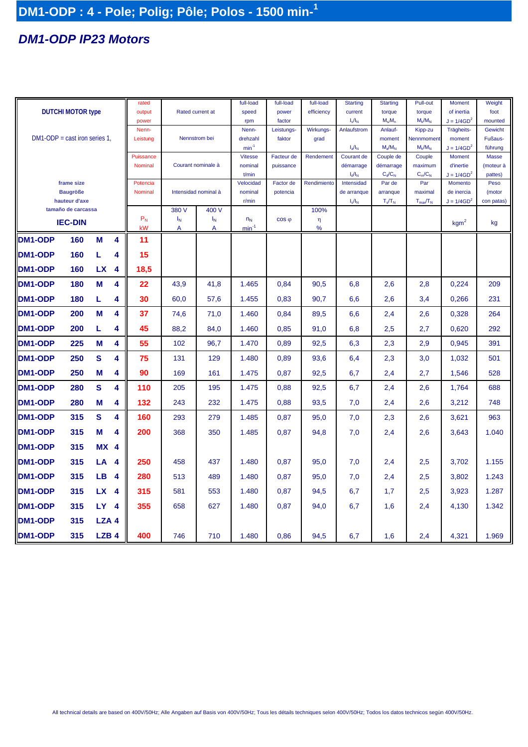# DM1-ODP : 4 - Pole; Polig; Pôle; Polos - 1500 min$^{-1}$

## *DM1-ODP IP23 Motors*

| DUTCHI MOTOR type DM1-ODP = cast iron series 1, frame size Baugröße hauteur d'axe tamaño de carcassa IEC-DIN | | | | rated output power / Nenn-Leistung / Puissance Nominal / Potencia Nominal | Rated current at / Nennstrom bei / Courant nominale à / Intensidad nominal à | | full-load speed rpm / Nenn-drehzahl $min^{-1}$ / Vitesse nominal t/min / Velocidad nominal r/min | full-load power factor / Leistungs-faktor / Facteur de puissance / Factor de potencia | full-load efficiency / Wirkungs-grad / Rendement / Rendimiento | Starting current $I_s/I_N$ / Anlaufstrom $I_a/I_N$ / Courant de démarrage $I_d/I_N$ / Intensidad de arranque $I_s/I_N$ | Starting torque $M_s/M_n$ / Anlauf-moment $M_a/M_N$ / Couple de démarrage $C_d/C_N$ / Par de arranque $T_s/T_N$ | Pull-out torque $M_k/M_N$ / Kipp-zu Nennmoment $M_k/M_N$ / Couple maximum $C_m/C_N$ / Par maximal $T_{max}/T_N$ | Moment of inertia $J = 1/4GD^2$ / Trägheits-moment $J = 1/4GD^2$ / Moment d'inertie $J = 1/4GD^2$ / Momento de inercia $J = 1/4GD^2$ | Weight foot mounted / Gewicht Fußaus-führung / Masse (moteur à pattes) / Peso (motor con patas) |
|---|---|---|---|---|---|---|---|---|---|---|---|---|---|---|
| | | | | $P_N$ kW | 380 V $I_N$ A | 400 V $I_N$ A | $n_N$ $min^{-1}$ | cos φ | 100% η % | | | | kgm$^2$ | kg |
| DM1-ODP | 160 | M | 4 | 11 | | | | | | | | | | |
| DM1-ODP | 160 | L | 4 | 15 | | | | | | | | | | |
| DM1-ODP | 160 | LX | 4 | 18,5 | | | | | | | | | | |
| DM1-ODP | 180 | M | 4 | 22 | 43,9 | 41,8 | 1.465 | 0,84 | 90,5 | 6,8 | 2,6 | 2,8 | 0,224 | 209 |
| DM1-ODP | 180 | L | 4 | 30 | 60,0 | 57,6 | 1.455 | 0,83 | 90,7 | 6,6 | 2,6 | 3,4 | 0,266 | 231 |
| DM1-ODP | 200 | M | 4 | 37 | 74,6 | 71,0 | 1.460 | 0,84 | 89,5 | 6,6 | 2,4 | 2,6 | 0,328 | 264 |
| DM1-ODP | 200 | L | 4 | 45 | 88,2 | 84,0 | 1.460 | 0,85 | 91,0 | 6,8 | 2,5 | 2,7 | 0,620 | 292 |
| DM1-ODP | 225 | M | 4 | 55 | 102 | 96,7 | 1.470 | 0,89 | 92,5 | 6,3 | 2,3 | 2,9 | 0,945 | 391 |
| DM1-ODP | 250 | S | 4 | 75 | 131 | 129 | 1.480 | 0,89 | 93,6 | 6,4 | 2,3 | 3,0 | 1,032 | 501 |
| DM1-ODP | 250 | M | 4 | 90 | 169 | 161 | 1.475 | 0,87 | 92,5 | 6,7 | 2,4 | 2,7 | 1,546 | 528 |
| DM1-ODP | 280 | S | 4 | 110 | 205 | 195 | 1.475 | 0,88 | 92,5 | 6,7 | 2,4 | 2,6 | 1,764 | 688 |
| DM1-ODP | 280 | M | 4 | 132 | 243 | 232 | 1.475 | 0,88 | 93,5 | 7,0 | 2,4 | 2,6 | 3,212 | 748 |
| DM1-ODP | 315 | S | 4 | 160 | 293 | 279 | 1.485 | 0,87 | 95,0 | 7,0 | 2,3 | 2,6 | 3,621 | 963 |
| DM1-ODP | 315 | M | 4 | 200 | 368 | 350 | 1.485 | 0,87 | 94,8 | 7,0 | 2,4 | 2,6 | 3,643 | 1.040 |
| DM1-ODP | 315 | MX | 4 | | | | | | | | | | | |
| DM1-ODP | 315 | LA | 4 | 250 | 458 | 437 | 1.480 | 0,87 | 95,0 | 7,0 | 2,4 | 2,5 | 3,702 | 1.155 |
| DM1-ODP | 315 | LB | 4 | 280 | 513 | 489 | 1.480 | 0,87 | 95,0 | 7,0 | 2,4 | 2,5 | 3,802 | 1.243 |
| DM1-ODP | 315 | LX | 4 | 315 | 581 | 553 | 1.480 | 0,87 | 94,5 | 6,7 | 1,7 | 2,5 | 3,923 | 1.287 |
| DM1-ODP | 315 | LY | 4 | 355 | 658 | 627 | 1.480 | 0,87 | 94,0 | 6,7 | 1,6 | 2,4 | 4,130 | 1.342 |
| DM1-ODP | 315 | LZA | 4 | | | | | | | | | | | |
| DM1-ODP | 315 | LZB | 4 | 400 | 746 | 710 | 1.480 | 0,86 | 94,5 | 6,7 | 1,6 | 2,4 | 4,321 | 1.969 |

All technical details are based on 400V/50Hz; Alle Angaben auf Basis von 400V/50Hz; Tous les détails techniques selon 400V/50Hz; Todos los datos technicos segùn 400V/50Hz.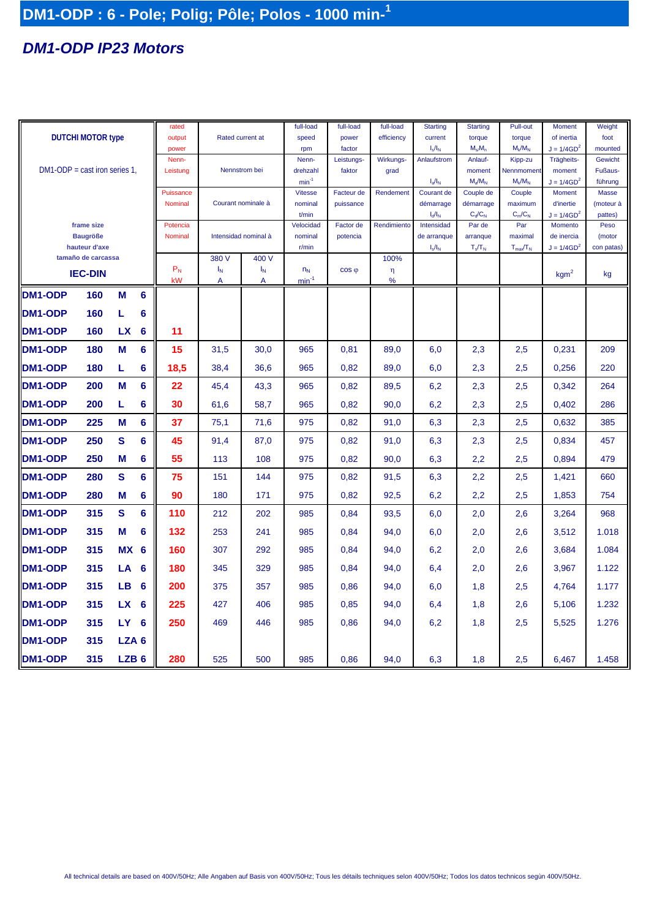# DM1-ODP : 6 - Pole; Polig; Pôle; Polos - 1000 min$^{-1}$

## *DM1-ODP IP23 Motors*

| DUTCHI MOTOR type<br>DM1-ODP = cast iron series 1,<br>frame size<br>Baugröße<br>hauteur d'axe<br>tamaño de carcassa | | | | rated output power<br>Nenn-Leistung<br>Puissance Nominal<br>Potencia Nominal | Rated current at<br>Nennstrom bei<br>Courant nominale à<br>Intensidad nominal à | | full-load speed rpm<br>Nenn-drehzahl min$^{-1}$<br>Vitesse nominal t/min<br>Velocidad nominal r/min | full-load power factor<br>Leistungs-faktor<br>Facteur de puissance<br>Factor de potencia | full-load efficiency<br>Wirkungs-grad<br>Rendement<br>Rendimiento | Starting current $I_s/I_N$<br>Anlaufstrom $I_a/I_N$<br>Courant de démarrage $I_d/I_N$<br>Intensidad de arranque $I_s/I_N$ | Starting torque $M_s/M_n$<br>Anlauf-moment $M_a/M_N$<br>Couple de démarrage $C_d/C_N$<br>Par de arranque $T_s/T_N$ | Pull-out torque $M_k/M_N$<br>Kipp-zu Nennmoment $M_k/M_N$<br>Couple maximum $C_m/C_N$<br>Par maximal $T_{max}/T_N$ | Moment of inertia $J = 1/4GD^2$<br>Trägheits-moment $J = 1/4GD^2$<br>Moment d'inertie $J = 1/4GD^2$<br>Momento de inercia $J = 1/4GD^2$ | Weight foot mounted<br>Gewicht Fußaus-führung<br>Masse (moteur à pattes)<br>Peso (motor con patas) |
|---|---|---|---|---|---|---|---|---|---|---|---|---|---|---|
| IEC-DIN | | | | $P_N$<br>kW | 380 V<br>$I_N$<br>A | 400 V<br>$I_N$<br>A | $n_N$<br>min$^{-1}$ | cos φ | 100%<br>η<br>% | | | | kgm$^2$ | kg |
| DM1-ODP | 160 | M | 6 | | | | | | | | | | | |
| DM1-ODP | 160 | L | 6 | | | | | | | | | | | |
| DM1-ODP | 160 | LX | 6 | 11 | | | | | | | | | | |
| DM1-ODP | 180 | M | 6 | 15 | 31,5 | 30,0 | 965 | 0,81 | 89,0 | 6,0 | 2,3 | 2,5 | 0,231 | 209 |
| DM1-ODP | 180 | L | 6 | 18,5 | 38,4 | 36,6 | 965 | 0,82 | 89,0 | 6,0 | 2,3 | 2,5 | 0,256 | 220 |
| DM1-ODP | 200 | M | 6 | 22 | 45,4 | 43,3 | 965 | 0,82 | 89,5 | 6,2 | 2,3 | 2,5 | 0,342 | 264 |
| DM1-ODP | 200 | L | 6 | 30 | 61,6 | 58,7 | 965 | 0,82 | 90,0 | 6,2 | 2,3 | 2,5 | 0,402 | 286 |
| DM1-ODP | 225 | M | 6 | 37 | 75,1 | 71,6 | 975 | 0,82 | 91,0 | 6,3 | 2,3 | 2,5 | 0,632 | 385 |
| DM1-ODP | 250 | S | 6 | 45 | 91,4 | 87,0 | 975 | 0,82 | 91,0 | 6,3 | 2,3 | 2,5 | 0,834 | 457 |
| DM1-ODP | 250 | M | 6 | 55 | 113 | 108 | 975 | 0,82 | 90,0 | 6,3 | 2,2 | 2,5 | 0,894 | 479 |
| DM1-ODP | 280 | S | 6 | 75 | 151 | 144 | 975 | 0,82 | 91,5 | 6,3 | 2,2 | 2,5 | 1,421 | 660 |
| DM1-ODP | 280 | M | 6 | 90 | 180 | 171 | 975 | 0,82 | 92,5 | 6,2 | 2,2 | 2,5 | 1,853 | 754 |
| DM1-ODP | 315 | S | 6 | 110 | 212 | 202 | 985 | 0,84 | 93,5 | 6,0 | 2,0 | 2,6 | 3,264 | 968 |
| DM1-ODP | 315 | M | 6 | 132 | 253 | 241 | 985 | 0,84 | 94,0 | 6,0 | 2,0 | 2,6 | 3,512 | 1.018 |
| DM1-ODP | 315 | MX | 6 | 160 | 307 | 292 | 985 | 0,84 | 94,0 | 6,2 | 2,0 | 2,6 | 3,684 | 1.084 |
| DM1-ODP | 315 | LA | 6 | 180 | 345 | 329 | 985 | 0,84 | 94,0 | 6,4 | 2,0 | 2,6 | 3,967 | 1.122 |
| DM1-ODP | 315 | LB | 6 | 200 | 375 | 357 | 985 | 0,86 | 94,0 | 6,0 | 1,8 | 2,5 | 4,764 | 1.177 |
| DM1-ODP | 315 | LX | 6 | 225 | 427 | 406 | 985 | 0,85 | 94,0 | 6,4 | 1,8 | 2,6 | 5,106 | 1.232 |
| DM1-ODP | 315 | LY | 6 | 250 | 469 | 446 | 985 | 0,86 | 94,0 | 6,2 | 1,8 | 2,5 | 5,525 | 1.276 |
| DM1-ODP | 315 | LZA | 6 | | | | | | | | | | | |
| DM1-ODP | 315 | LZB | 6 | 280 | 525 | 500 | 985 | 0,86 | 94,0 | 6,3 | 1,8 | 2,5 | 6,467 | 1.458 |

All technical details are based on 400V/50Hz; Alle Angaben auf Basis von 400V/50Hz; Tous les détails techniques selon 400V/50Hz; Todos los datos technicos segùn 400V/50Hz.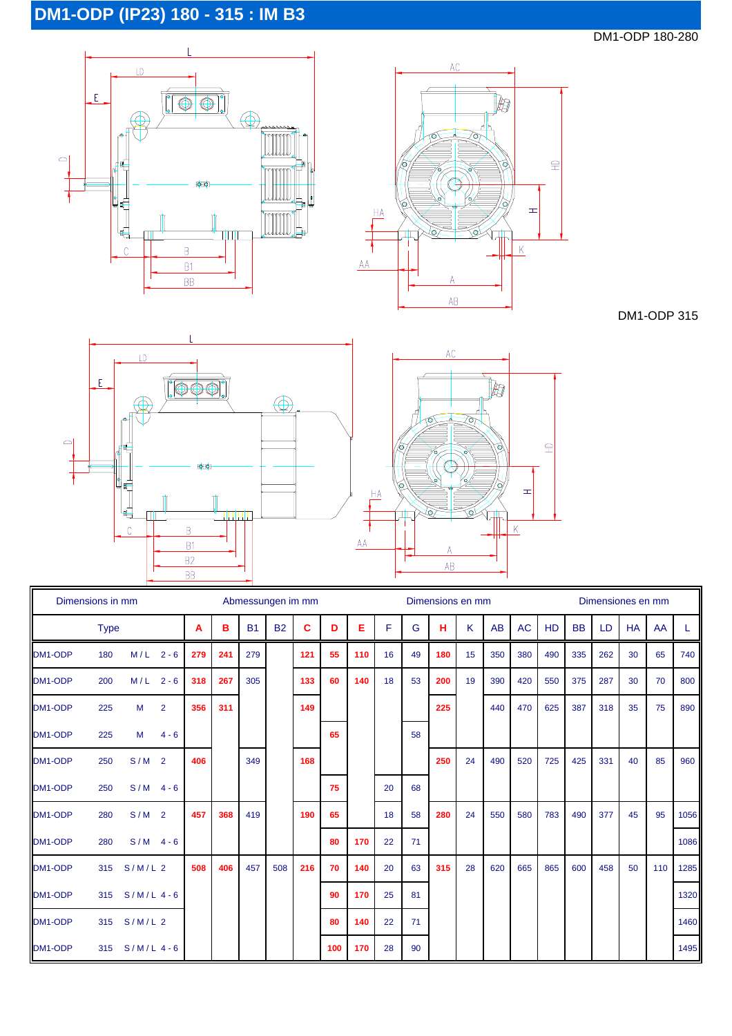# DM1-ODP (IP23) 180 - 315 : IM B3

DM1-ODP 180-280

L
LD
E
D
C
B
B1
BB
AC
HD
H
HA
AA
K
A
AB

DM1-ODP 315

L
LD
E
D
C
B
B1
B2
BB
AC
HD
H
HA
AA
K
A
AB

| Dimensions in mm | | | Abmessungen im mm | | | | | | | Dimensions en mm | | | | | | | Dimensiones en mm | | | | |
|---|---|---|---|---|---|---|---|---|---|---|---|---|---|---|---|---|---|---|---|---|---|
| Type | | | A | B | B1 | B2 | C | D | E | F | G | H | K | AB | AC | HD | BB | LD | HA | AA | L |
| DM1-ODP | 180 | M / L 2 - 6 | 279 | 241 | 279 | | 121 | 55 | 110 | 16 | 49 | 180 | 15 | 350 | 380 | 490 | 335 | 262 | 30 | 65 | 740 |
| DM1-ODP | 200 | M / L 2 - 6 | 318 | 267 | 305 | | 133 | 60 | 140 | 18 | 53 | 200 | 19 | 390 | 420 | 550 | 375 | 287 | 30 | 70 | 800 |
| DM1-ODP | 225 | M 2 | 356 | 311 | | | 149 | | | | | 225 | | 440 | 470 | 625 | 387 | 318 | 35 | 75 | 890 |
| DM1-ODP | 225 | M 4 - 6 | | | | | | 65 | | | 58 | | | | | | | | | | |
| DM1-ODP | 250 | S / M 2 | 406 | | 349 | | 168 | | | | | 250 | 24 | 490 | 520 | 725 | 425 | 331 | 40 | 85 | 960 |
| DM1-ODP | 250 | S / M 4 - 6 | | | | | | 75 | | 20 | 68 | | | | | | | | | | |
| DM1-ODP | 280 | S / M 2 | 457 | 368 | 419 | | 190 | 65 | | 18 | 58 | 280 | 24 | 550 | 580 | 783 | 490 | 377 | 45 | 95 | 1056 |
| DM1-ODP | 280 | S / M 4 - 6 | | | | | | 80 | 170 | 22 | 71 | | | | | | | | | | 1086 |
| DM1-ODP | 315 | S / M / L 2 | 508 | 406 | 457 | 508 | 216 | 70 | 140 | 20 | 63 | 315 | 28 | 620 | 665 | 865 | 600 | 458 | 50 | 110 | 1285 |
| DM1-ODP | 315 | S / M / L 4 - 6 | | | | | | 90 | 170 | 25 | 81 | | | | | | | | | | 1320 |
| DM1-ODP | 315 | S / M / L 2 | | | | | | 80 | 140 | 22 | 71 | | | | | | | | | | 1460 |
| DM1-ODP | 315 | S / M / L 4 - 6 | | | | | | 100 | 170 | 28 | 90 | | | | | | | | | | 1495 |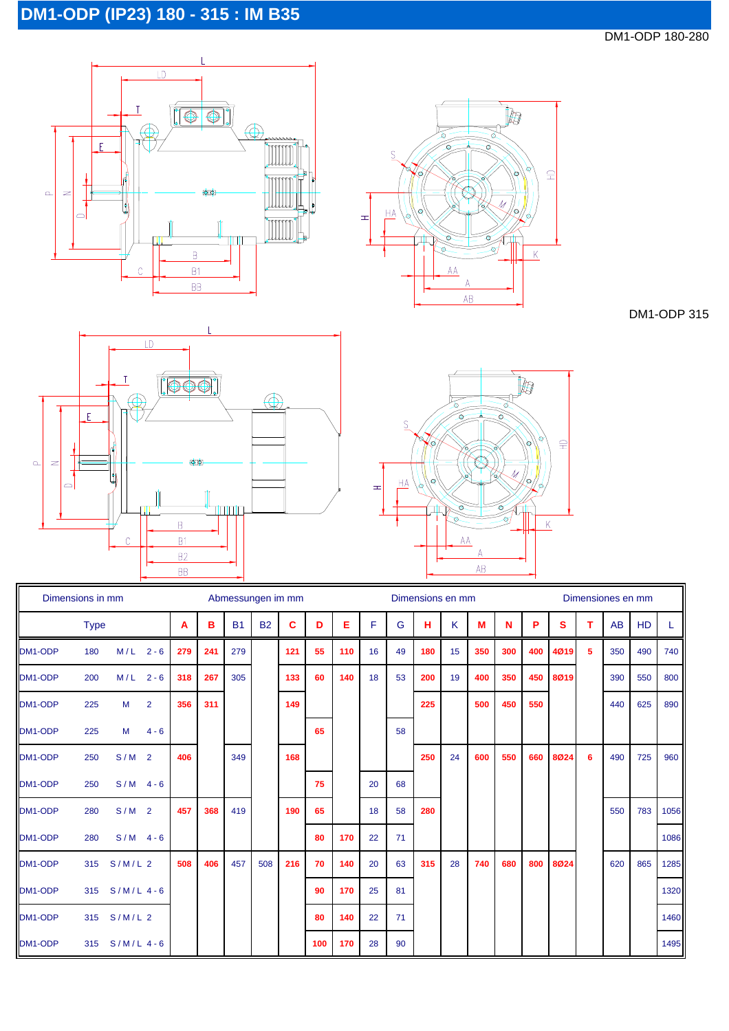# DM1-ODP (IP23) 180 - 315 : IM B35

DM1-ODP 180-280

DM1-ODP 315

| Dimensions in mm | | | Abmessungen im mm | | | | | | Dimensions en mm | | | | | | | Dimensiones en mm | | | | |
|---|---|---|---|---|---|---|---|---|---|---|---|---|---|---|---|---|---|---|---|---|
| Type | | | A | B | B1 | B2 | C | D | E | F | G | H | K | M | N | P | S | T | AB | HD | L |
| DM1-ODP | 180 | M / L 2 - 6 | 279 | 241 | 279 | | 121 | 55 | 110 | 16 | 49 | 180 | 15 | 350 | 300 | 400 | 4Ø19 | 5 | 350 | 490 | 740 |
| DM1-ODP | 200 | M / L 2 - 6 | 318 | 267 | 305 | | 133 | 60 | 140 | 18 | 53 | 200 | 19 | 400 | 350 | 450 | 8Ø19 | | 390 | 550 | 800 |
| DM1-ODP | 225 | M 2 | 356 | 311 | | | 149 | | | | | 225 | | 500 | 450 | 550 | | | 440 | 625 | 890 |
| DM1-ODP | 225 | M 4 - 6 | | | | | | 65 | | | 58 | | | | | | | | | | |
| DM1-ODP | 250 | S / M 2 | 406 | | 349 | | 168 | | | | | 250 | 24 | 600 | 550 | 660 | 8Ø24 | 6 | 490 | 725 | 960 |
| DM1-ODP | 250 | S / M 4 - 6 | | | | | | 75 | | 20 | 68 | | | | | | | | | | |
| DM1-ODP | 280 | S / M 2 | 457 | 368 | 419 | | 190 | 65 | | 18 | 58 | 280 | | | | | | | 550 | 783 | 1056 |
| DM1-ODP | 280 | S / M 4 - 6 | | | | | | 80 | 170 | 22 | 71 | | | | | | | | | | 1086 |
| DM1-ODP | 315 | S / M / L 2 | 508 | 406 | 457 | 508 | 216 | 70 | 140 | 20 | 63 | 315 | 28 | 740 | 680 | 800 | 8Ø24 | | 620 | 865 | 1285 |
| DM1-ODP | 315 | S / M / L 4 - 6 | | | | | | 90 | 170 | 25 | 81 | | | | | | | | | | 1320 |
| DM1-ODP | 315 | S / M / L 2 | | | | | | 80 | 140 | 22 | 71 | | | | | | | | | | 1460 |
| DM1-ODP | 315 | S / M / L 4 - 6 | | | | | | 100 | 170 | 28 | 90 | | | | | | | | | | 1495 |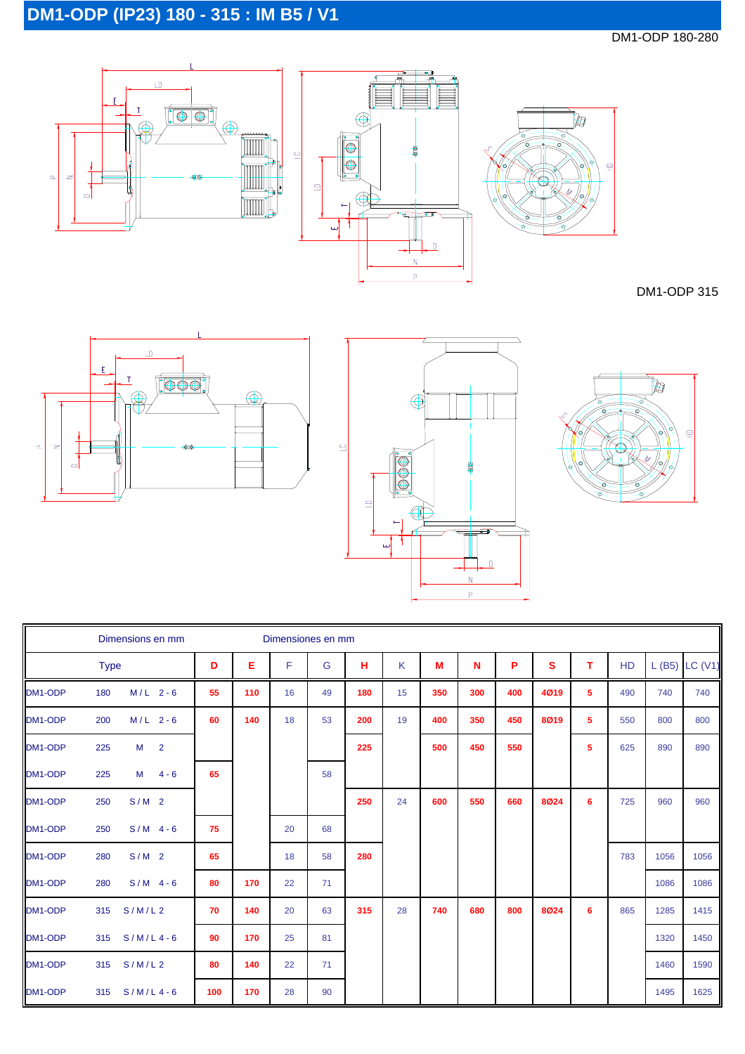# DM1-ODP (IP23) 180 - 315 : IM B5 / V1

DM1-ODP 180-280

DM1-ODP 315

| Dimensions en mm | | Dimensiones en mm | | | | | | | | | | | | | |
|---|---|---|---|---|---|---|---|---|---|---|---|---|---|---|---|
| Type | | D | E | F | G | H | K | M | N | P | S | T | HD | L (B5) | LC (V1) |
| DM1-ODP | 180 M / L 2 - 6 | 55 | 110 | 16 | 49 | 180 | 15 | 350 | 300 | 400 | 4Ø19 | 5 | 490 | 740 | 740 |
| DM1-ODP | 200 M / L 2 - 6 | 60 | 140 | 18 | 53 | 200 | 19 | 400 | 350 | 450 | 8Ø19 | 5 | 550 | 800 | 800 |
| DM1-ODP | 225 M 2 | | | | | 225 | | 500 | 450 | 550 | | 5 | 625 | 890 | 890 |
| DM1-ODP | 225 M 4 - 6 | 65 | | | 58 | | | | | | | | | | |
| DM1-ODP | 250 S / M 2 | | | | | 250 | 24 | 600 | 550 | 660 | 8Ø24 | 6 | 725 | 960 | 960 |
| DM1-ODP | 250 S / M 4 - 6 | 75 | | 20 | 68 | | | | | | | | | | |
| DM1-ODP | 280 S / M 2 | 65 | | 18 | 58 | 280 | | | | | | | 783 | 1056 | 1056 |
| DM1-ODP | 280 S / M 4 - 6 | 80 | 170 | 22 | 71 | | | | | | | | | 1086 | 1086 |
| DM1-ODP | 315 S / M / L 2 | 70 | 140 | 20 | 63 | 315 | 28 | 740 | 680 | 800 | 8Ø24 | 6 | 865 | 1285 | 1415 |
| DM1-ODP | 315 S / M / L 4 - 6 | 90 | 170 | 25 | 81 | | | | | | | | | 1320 | 1450 |
| DM1-ODP | 315 S / M / L 2 | 80 | 140 | 22 | 71 | | | | | | | | | 1460 | 1590 |
| DM1-ODP | 315 S / M / L 4 - 6 | 100 | 170 | 28 | 90 | | | | | | | | | 1495 | 1625 |